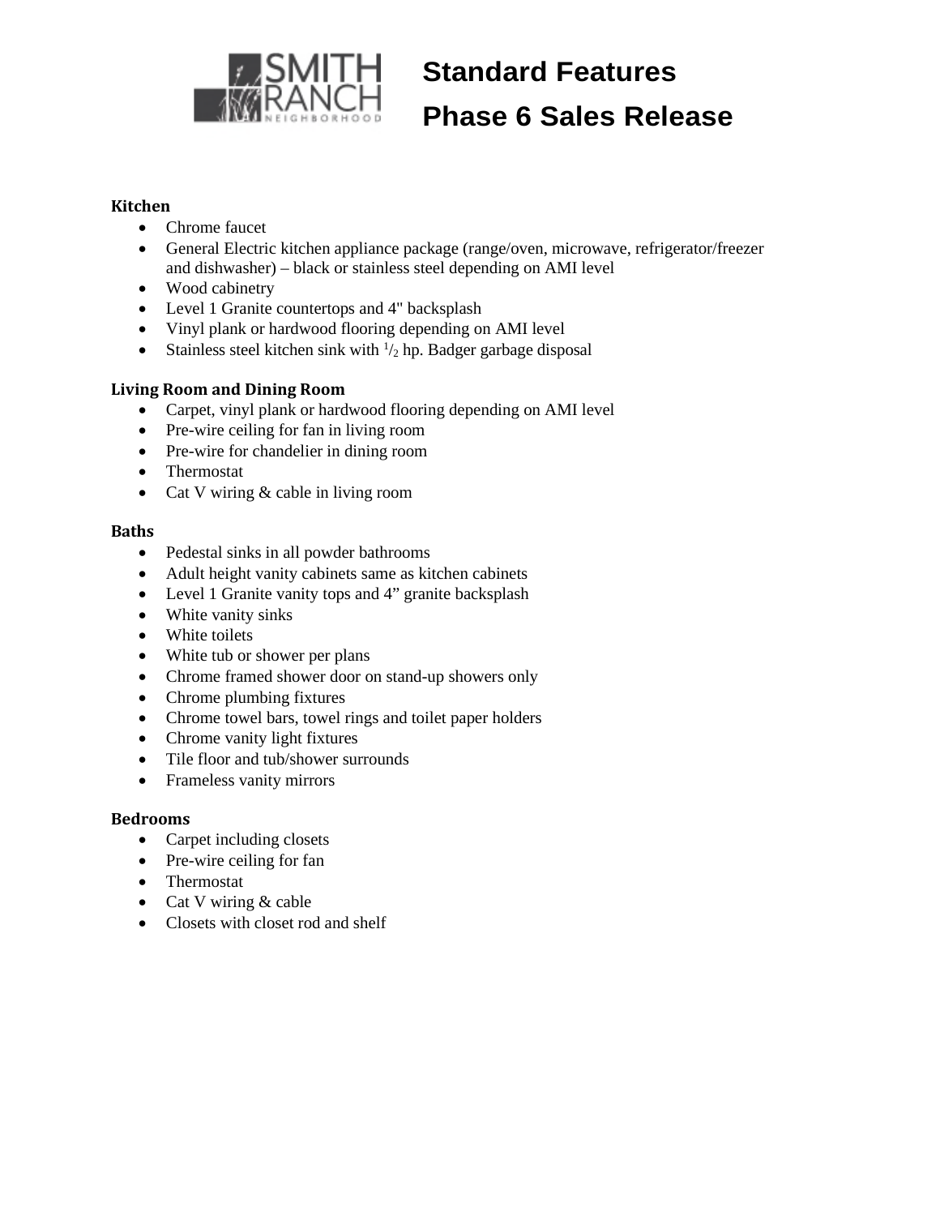# Standard Features

# Phase 6 Sales Release

**Kitchen**

- Chrome faucet
- General Electric kitchen appliance package (range/oven, microwave, refrigerator/freezer and dishwasher) – black or stainless steel depending on AMI level
- Wood cabinetry
- Level 1 Granite countertops and 4" backsplash
- Vinyl plank or hardwood flooring depending on AMI level
- Stainless steel kitchen sink with 1/2 hp. Badger garbage disposal

**Living Room and Dining Room**

- Carpet, vinyl plank or hardwood flooring depending on AMI level
- Pre-wire ceiling for fan in living room
- Pre-wire for chandelier in dining room
- Thermostat
- Cat V wiring & cable in living room

**Baths**

- Pedestal sinks in all powder bathrooms
- Adult height vanity cabinets same as kitchen cabinets
- Level 1 Granite vanity tops and 4" granite backsplash
- White vanity sinks
- White toilets
- White tub or shower per plans
- Chrome framed shower door on stand-up showers only
- Chrome plumbing fixtures
- Chrome towel bars, towel rings and toilet paper holders
- Chrome vanity light fixtures
- Tile floor and tub/shower surrounds
- Frameless vanity mirrors

**Bedrooms**

- Carpet including closets
- Pre-wire ceiling for fan
- Thermostat
- Cat V wiring & cable
- Closets with closet rod and shelf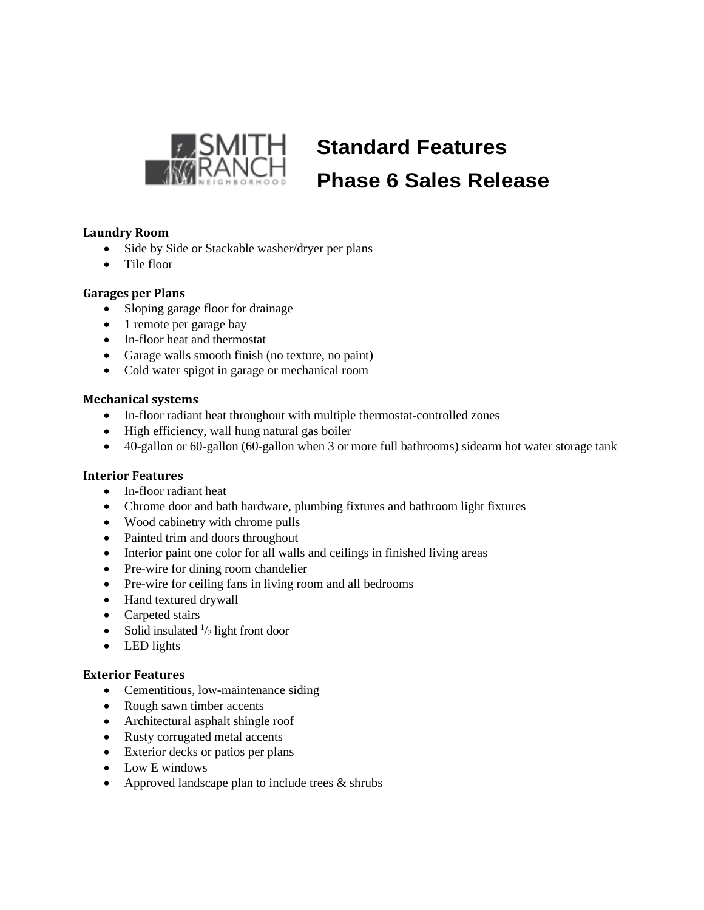# Standard Features
# Phase 6 Sales Release

**Laundry Room**

- Side by Side or Stackable washer/dryer per plans
- Tile floor

**Garages per Plans**

- Sloping garage floor for drainage
- 1 remote per garage bay
- In-floor heat and thermostat
- Garage walls smooth finish (no texture, no paint)
- Cold water spigot in garage or mechanical room

**Mechanical systems**

- In-floor radiant heat throughout with multiple thermostat-controlled zones
- High efficiency, wall hung natural gas boiler
- 40-gallon or 60-gallon (60-gallon when 3 or more full bathrooms) sidearm hot water storage tank

**Interior Features**

- In-floor radiant heat
- Chrome door and bath hardware, plumbing fixtures and bathroom light fixtures
- Wood cabinetry with chrome pulls
- Painted trim and doors throughout
- Interior paint one color for all walls and ceilings in finished living areas
- Pre-wire for dining room chandelier
- Pre-wire for ceiling fans in living room and all bedrooms
- Hand textured drywall
- Carpeted stairs
- Solid insulated 1/2 light front door
- LED lights

**Exterior Features**

- Cementitious, low-maintenance siding
- Rough sawn timber accents
- Architectural asphalt shingle roof
- Rusty corrugated metal accents
- Exterior decks or patios per plans
- Low E windows
- Approved landscape plan to include trees & shrubs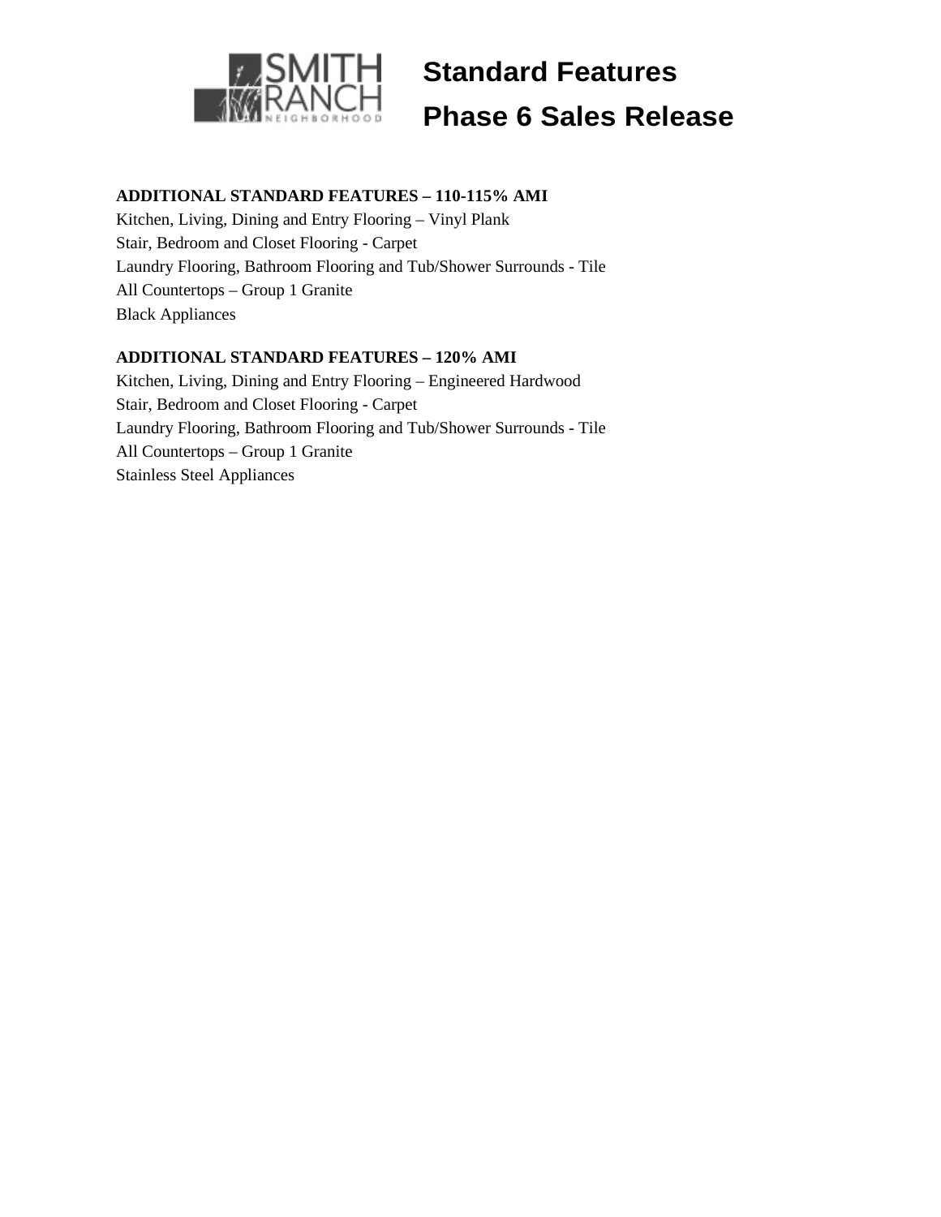# Standard Features

# Phase 6 Sales Release

**ADDITIONAL STANDARD FEATURES – 110-115% AMI**

Kitchen, Living, Dining and Entry Flooring – Vinyl Plank
Stair, Bedroom and Closet Flooring - Carpet
Laundry Flooring, Bathroom Flooring and Tub/Shower Surrounds - Tile
All Countertops – Group 1 Granite
Black Appliances

**ADDITIONAL STANDARD FEATURES – 120% AMI**

Kitchen, Living, Dining and Entry Flooring – Engineered Hardwood
Stair, Bedroom and Closet Flooring - Carpet
Laundry Flooring, Bathroom Flooring and Tub/Shower Surrounds - Tile
All Countertops – Group 1 Granite
Stainless Steel Appliances